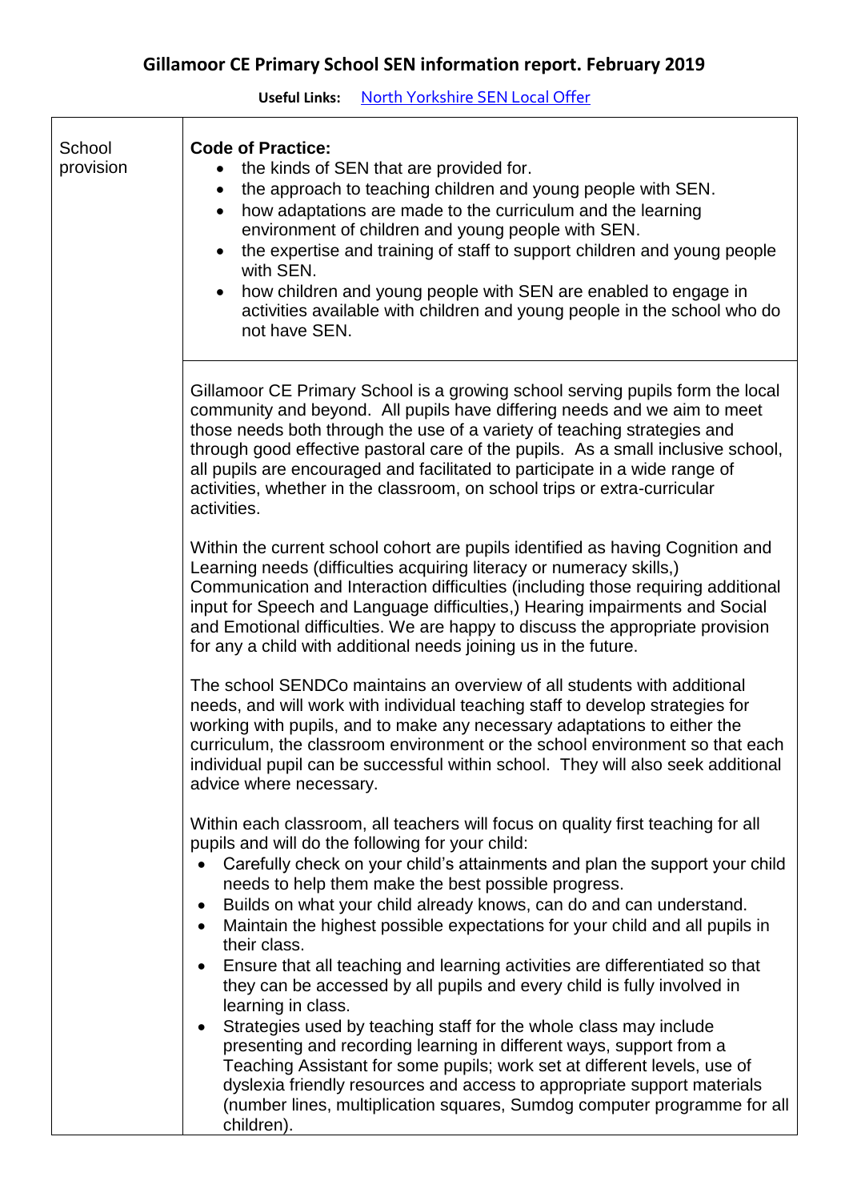# Gillamoor CE Primary School SEN information report. February 2019

**Useful Links:** North Yorkshire SEN Local Offer

<table>
<tr>
<td>School provision</td>
<td>

**Code of Practice:**

- the kinds of SEN that are provided for.
- the approach to teaching children and young people with SEN.
- how adaptations are made to the curriculum and the learning environment of children and young people with SEN.
- the expertise and training of staff to support children and young people with SEN.
- how children and young people with SEN are enabled to engage in activities available with children and young people in the school who do not have SEN.

</td>
</tr>
<tr>
<td></td>
<td>

Gillamoor CE Primary School is a growing school serving pupils form the local community and beyond. All pupils have differing needs and we aim to meet those needs both through the use of a variety of teaching strategies and through good effective pastoral care of the pupils. As a small inclusive school, all pupils are encouraged and facilitated to participate in a wide range of activities, whether in the classroom, on school trips or extra-curricular activities.

Within the current school cohort are pupils identified as having Cognition and Learning needs (difficulties acquiring literacy or numeracy skills,) Communication and Interaction difficulties (including those requiring additional input for Speech and Language difficulties,) Hearing impairments and Social and Emotional difficulties. We are happy to discuss the appropriate provision for any a child with additional needs joining us in the future.

The school SENDCo maintains an overview of all students with additional needs, and will work with individual teaching staff to develop strategies for working with pupils, and to make any necessary adaptations to either the curriculum, the classroom environment or the school environment so that each individual pupil can be successful within school. They will also seek additional advice where necessary.

Within each classroom, all teachers will focus on quality first teaching for all pupils and will do the following for your child:

- Carefully check on your child's attainments and plan the support your child needs to help them make the best possible progress.
- Builds on what your child already knows, can do and can understand.
- Maintain the highest possible expectations for your child and all pupils in their class.
- Ensure that all teaching and learning activities are differentiated so that they can be accessed by all pupils and every child is fully involved in learning in class.
- Strategies used by teaching staff for the whole class may include presenting and recording learning in different ways, support from a Teaching Assistant for some pupils; work set at different levels, use of dyslexia friendly resources and access to appropriate support materials (number lines, multiplication squares, Sumdog computer programme for all children).

</td>
</tr>
</table>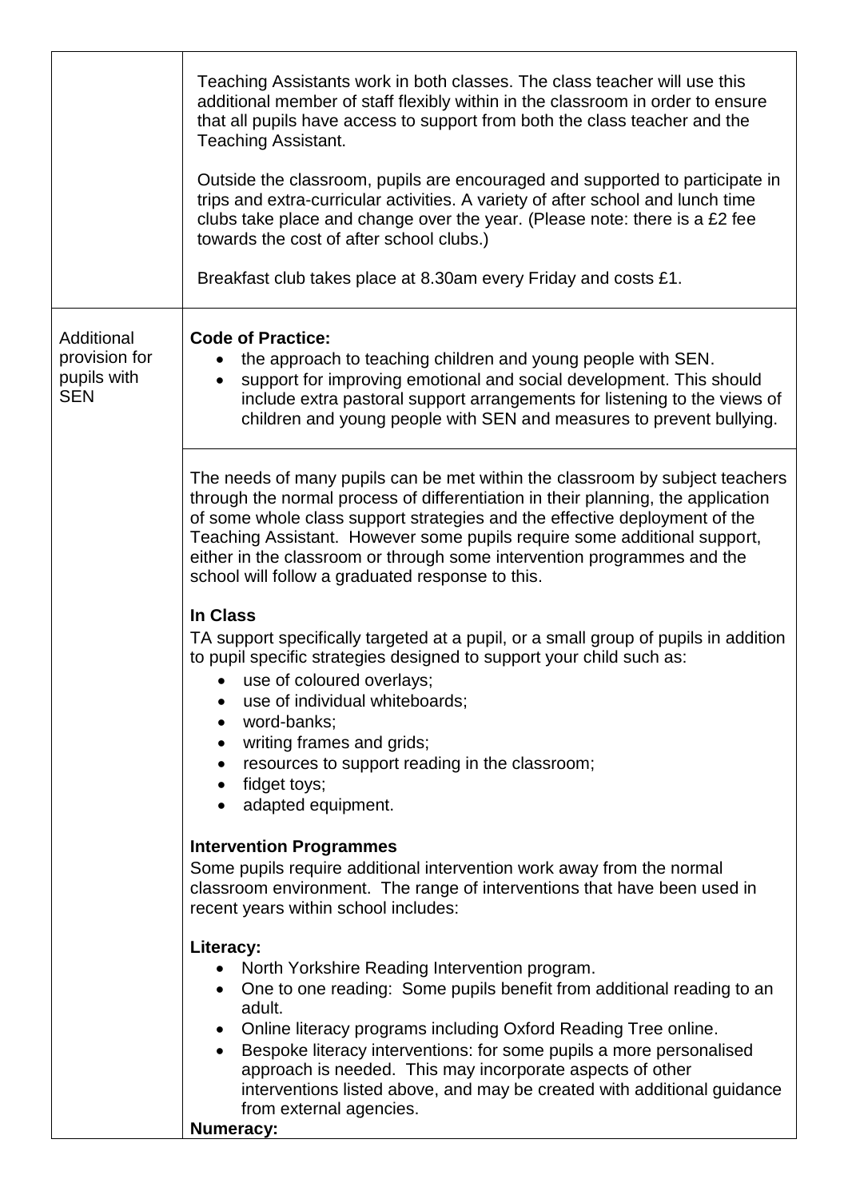| | |
|---|---|
| | Teaching Assistants work in both classes. The class teacher will use this additional member of staff flexibly within in the classroom in order to ensure that all pupils have access to support from both the class teacher and the Teaching Assistant.<br><br>Outside the classroom, pupils are encouraged and supported to participate in trips and extra-curricular activities. A variety of after school and lunch time clubs take place and change over the year. (Please note: there is a £2 fee towards the cost of after school clubs.)<br><br>Breakfast club takes place at 8.30am every Friday and costs £1. |
| Additional provision for pupils with SEN | **Code of Practice:**<br>• the approach to teaching children and young people with SEN.<br>• support for improving emotional and social development. This should include extra pastoral support arrangements for listening to the views of children and young people with SEN and measures to prevent bullying. |
| | The needs of many pupils can be met within the classroom by subject teachers through the normal process of differentiation in their planning, the application of some whole class support strategies and the effective deployment of the Teaching Assistant. However some pupils require some additional support, either in the classroom or through some intervention programmes and the school will follow a graduated response to this.<br><br>**In Class**<br>TA support specifically targeted at a pupil, or a small group of pupils in addition to pupil specific strategies designed to support your child such as:<br>• use of coloured overlays;<br>• use of individual whiteboards;<br>• word-banks;<br>• writing frames and grids;<br>• resources to support reading in the classroom;<br>• fidget toys;<br>• adapted equipment.<br><br>**Intervention Programmes**<br>Some pupils require additional intervention work away from the normal classroom environment. The range of interventions that have been used in recent years within school includes:<br><br>**Literacy:**<br>• North Yorkshire Reading Intervention program.<br>• One to one reading: Some pupils benefit from additional reading to an adult.<br>• Online literacy programs including Oxford Reading Tree online.<br>• Bespoke literacy interventions: for some pupils a more personalised approach is needed. This may incorporate aspects of other interventions listed above, and may be created with additional guidance from external agencies.<br>**Numeracy:** |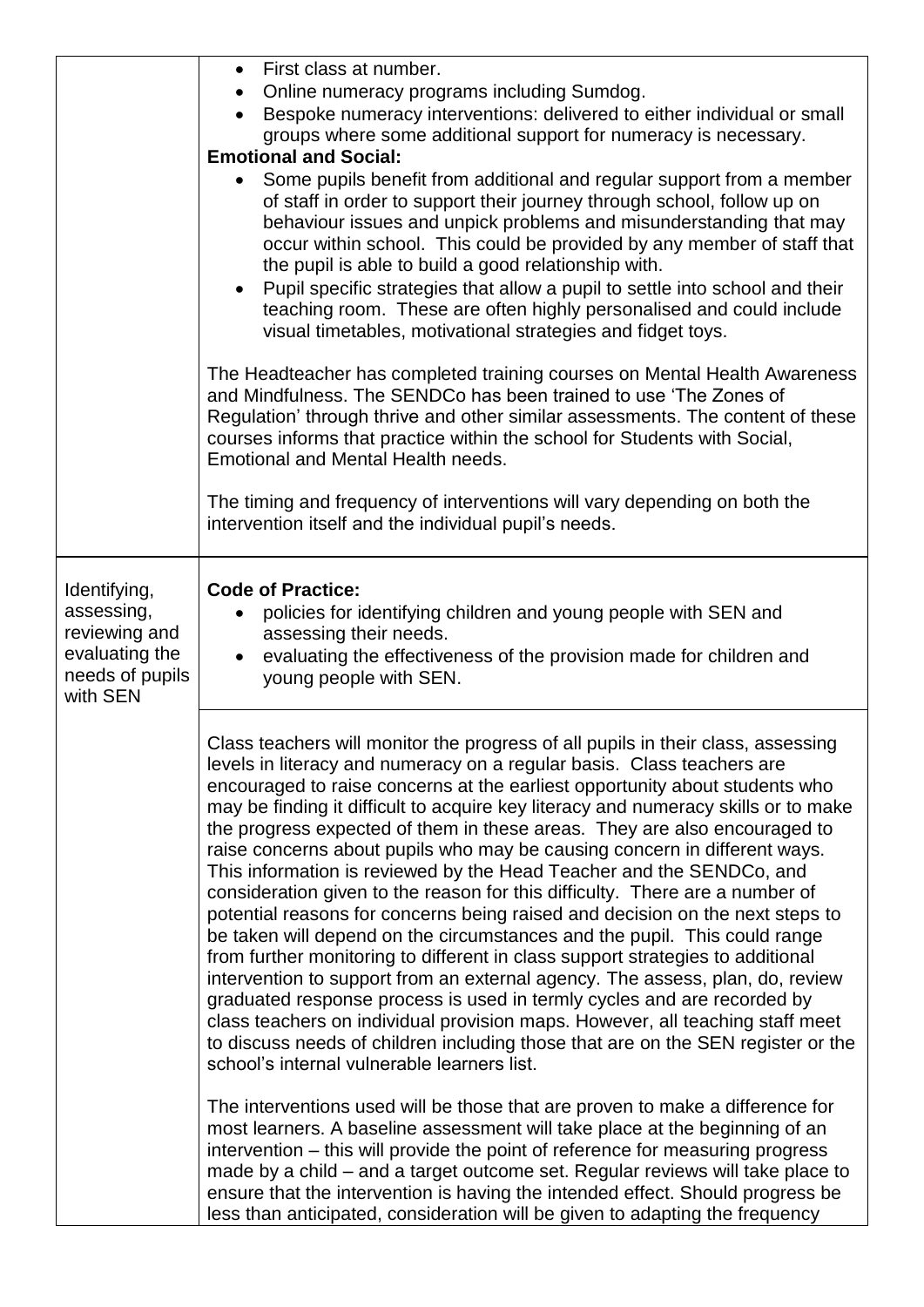| | |
|---|---|
| | • First class at number.<br>• Online numeracy programs including Sumdog.<br>• Bespoke numeracy interventions: delivered to either individual or small groups where some additional support for numeracy is necessary.<br>**Emotional and Social:**<br>• Some pupils benefit from additional and regular support from a member of staff in order to support their journey through school, follow up on behaviour issues and unpick problems and misunderstanding that may occur within school. This could be provided by any member of staff that the pupil is able to build a good relationship with.<br>• Pupil specific strategies that allow a pupil to settle into school and their teaching room. These are often highly personalised and could include visual timetables, motivational strategies and fidget toys.<br><br>The Headteacher has completed training courses on Mental Health Awareness and Mindfulness. The SENDCo has been trained to use 'The Zones of Regulation' through thrive and other similar assessments. The content of these courses informs that practice within the school for Students with Social, Emotional and Mental Health needs.<br><br>The timing and frequency of interventions will vary depending on both the intervention itself and the individual pupil's needs. |
| Identifying, assessing, reviewing and evaluating the needs of pupils with SEN | **Code of Practice:**<br>• policies for identifying children and young people with SEN and assessing their needs.<br>• evaluating the effectiveness of the provision made for children and young people with SEN. |
| | Class teachers will monitor the progress of all pupils in their class, assessing levels in literacy and numeracy on a regular basis. Class teachers are encouraged to raise concerns at the earliest opportunity about students who may be finding it difficult to acquire key literacy and numeracy skills or to make the progress expected of them in these areas. They are also encouraged to raise concerns about pupils who may be causing concern in different ways. This information is reviewed by the Head Teacher and the SENDCo, and consideration given to the reason for this difficulty. There are a number of potential reasons for concerns being raised and decision on the next steps to be taken will depend on the circumstances and the pupil. This could range from further monitoring to different in class support strategies to additional intervention to support from an external agency. The assess, plan, do, review graduated response process is used in termly cycles and are recorded by class teachers on individual provision maps. However, all teaching staff meet to discuss needs of children including those that are on the SEN register or the school's internal vulnerable learners list.<br><br>The interventions used will be those that are proven to make a difference for most learners. A baseline assessment will take place at the beginning of an intervention – this will provide the point of reference for measuring progress made by a child – and a target outcome set. Regular reviews will take place to ensure that the intervention is having the intended effect. Should progress be less than anticipated, consideration will be given to adapting the frequency |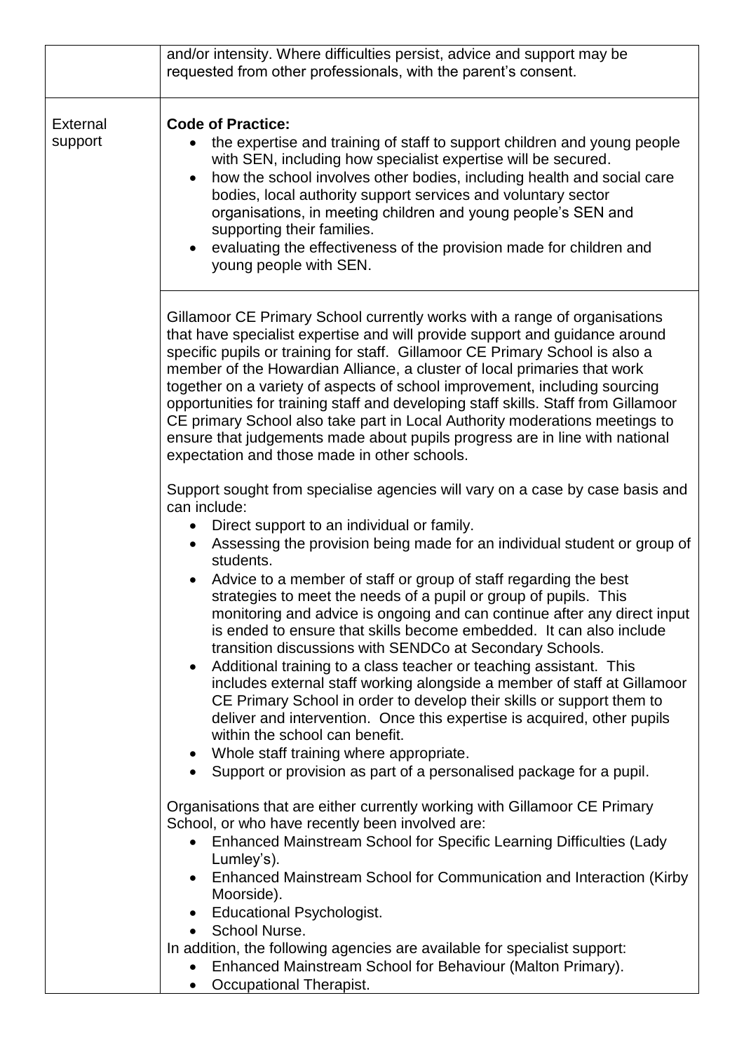| | |
|---|---|
| | and/or intensity. Where difficulties persist, advice and support may be requested from other professionals, with the parent's consent. |
| External support | **Code of Practice:**<br>• the expertise and training of staff to support children and young people with SEN, including how specialist expertise will be secured.<br>• how the school involves other bodies, including health and social care bodies, local authority support services and voluntary sector organisations, in meeting children and young people's SEN and supporting their families.<br>• evaluating the effectiveness of the provision made for children and young people with SEN. |
| | Gillamoor CE Primary School currently works with a range of organisations that have specialist expertise and will provide support and guidance around specific pupils or training for staff. Gillamoor CE Primary School is also a member of the Howardian Alliance, a cluster of local primaries that work together on a variety of aspects of school improvement, including sourcing opportunities for training staff and developing staff skills. Staff from Gillamoor CE primary School also take part in Local Authority moderations meetings to ensure that judgements made about pupils progress are in line with national expectation and those made in other schools.<br><br>Support sought from specialise agencies will vary on a case by case basis and can include:<br>• Direct support to an individual or family.<br>• Assessing the provision being made for an individual student or group of students.<br>• Advice to a member of staff or group of staff regarding the best strategies to meet the needs of a pupil or group of pupils. This monitoring and advice is ongoing and can continue after any direct input is ended to ensure that skills become embedded. It can also include transition discussions with SENDCo at Secondary Schools.<br>• Additional training to a class teacher or teaching assistant. This includes external staff working alongside a member of staff at Gillamoor CE Primary School in order to develop their skills or support them to deliver and intervention. Once this expertise is acquired, other pupils within the school can benefit.<br>• Whole staff training where appropriate.<br>• Support or provision as part of a personalised package for a pupil.<br><br>Organisations that are either currently working with Gillamoor CE Primary School, or who have recently been involved are:<br>• Enhanced Mainstream School for Specific Learning Difficulties (Lady Lumley's).<br>• Enhanced Mainstream School for Communication and Interaction (Kirby Moorside).<br>• Educational Psychologist.<br>• School Nurse.<br>In addition, the following agencies are available for specialist support:<br>• Enhanced Mainstream School for Behaviour (Malton Primary).<br>• Occupational Therapist. |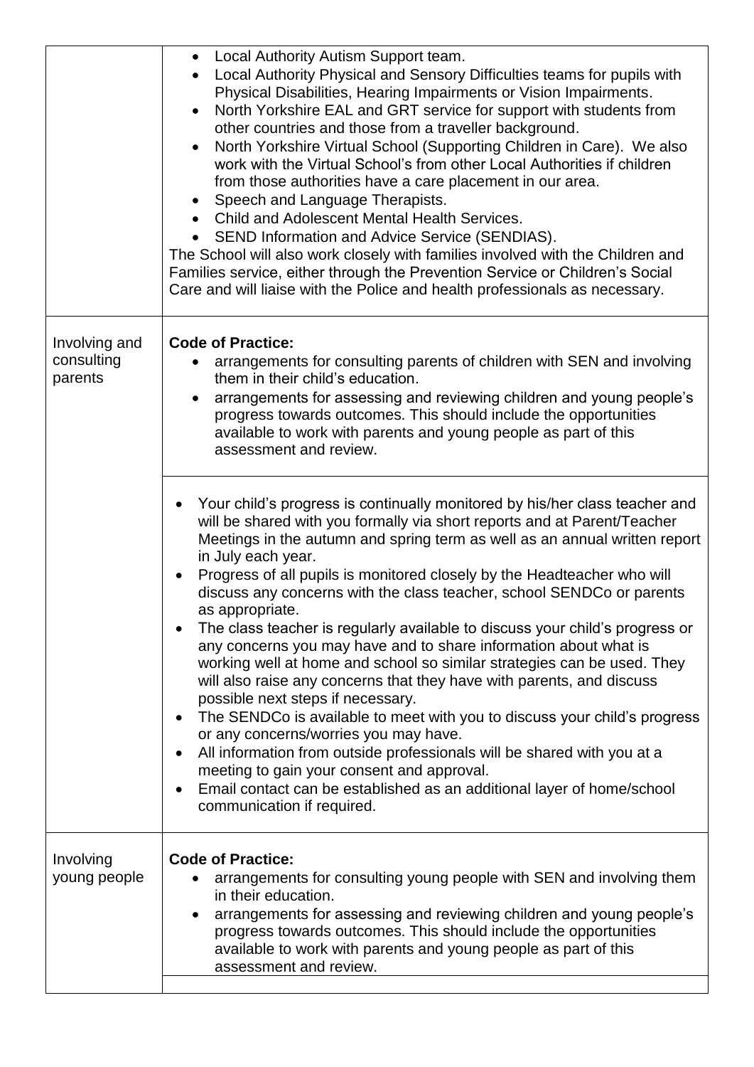| | |
|---|---|
| | • Local Authority Autism Support team.<br>• Local Authority Physical and Sensory Difficulties teams for pupils with Physical Disabilities, Hearing Impairments or Vision Impairments.<br>• North Yorkshire EAL and GRT service for support with students from other countries and those from a traveller background.<br>• North Yorkshire Virtual School (Supporting Children in Care). We also work with the Virtual School's from other Local Authorities if children from those authorities have a care placement in our area.<br>• Speech and Language Therapists.<br>• Child and Adolescent Mental Health Services.<br>• SEND Information and Advice Service (SENDIAS).<br>The School will also work closely with families involved with the Children and Families service, either through the Prevention Service or Children's Social Care and will liaise with the Police and health professionals as necessary. |
| Involving and consulting parents | **Code of Practice:**<br>• arrangements for consulting parents of children with SEN and involving them in their child's education.<br>• arrangements for assessing and reviewing children and young people's progress towards outcomes. This should include the opportunities available to work with parents and young people as part of this assessment and review. |
| | • Your child's progress is continually monitored by his/her class teacher and will be shared with you formally via short reports and at Parent/Teacher Meetings in the autumn and spring term as well as an annual written report in July each year.<br>• Progress of all pupils is monitored closely by the Headteacher who will discuss any concerns with the class teacher, school SENDCo or parents as appropriate.<br>• The class teacher is regularly available to discuss your child's progress or any concerns you may have and to share information about what is working well at home and school so similar strategies can be used. They will also raise any concerns that they have with parents, and discuss possible next steps if necessary.<br>• The SENDCo is available to meet with you to discuss your child's progress or any concerns/worries you may have.<br>• All information from outside professionals will be shared with you at a meeting to gain your consent and approval.<br>• Email contact can be established as an additional layer of home/school communication if required. |
| Involving young people | **Code of Practice:**<br>• arrangements for consulting young people with SEN and involving them in their education.<br>• arrangements for assessing and reviewing children and young people's progress towards outcomes. This should include the opportunities available to work with parents and young people as part of this assessment and review. |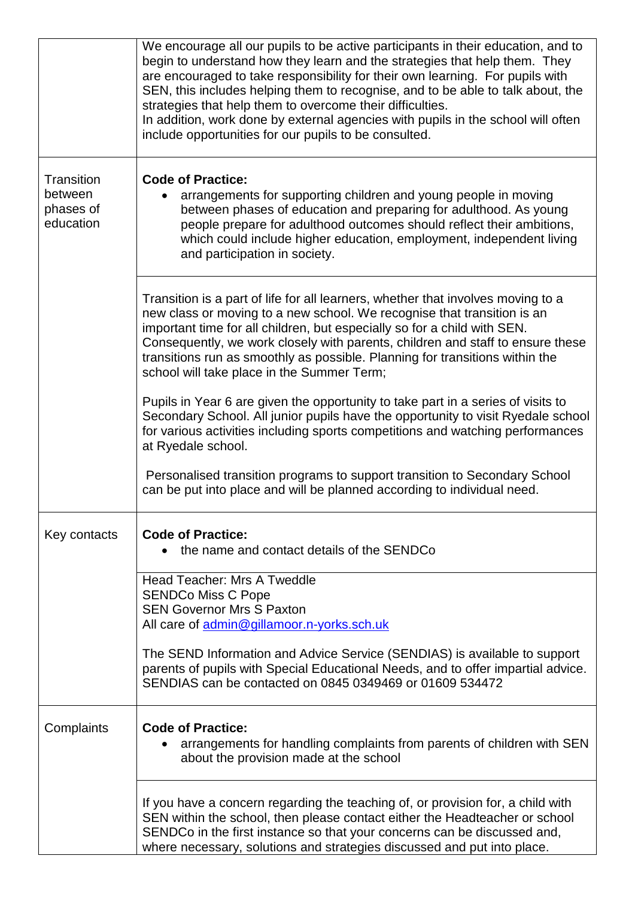| | |
|---|---|
| | We encourage all our pupils to be active participants in their education, and to begin to understand how they learn and the strategies that help them. They are encouraged to take responsibility for their own learning. For pupils with SEN, this includes helping them to recognise, and to be able to talk about, the strategies that help them to overcome their difficulties.<br>In addition, work done by external agencies with pupils in the school will often include opportunities for our pupils to be consulted. |
| Transition between phases of education | **Code of Practice:**<br>• arrangements for supporting children and young people in moving between phases of education and preparing for adulthood. As young people prepare for adulthood outcomes should reflect their ambitions, which could include higher education, employment, independent living and participation in society. |
| | Transition is a part of life for all learners, whether that involves moving to a new class or moving to a new school. We recognise that transition is an important time for all children, but especially so for a child with SEN. Consequently, we work closely with parents, children and staff to ensure these transitions run as smoothly as possible. Planning for transitions within the school will take place in the Summer Term;<br><br>Pupils in Year 6 are given the opportunity to take part in a series of visits to Secondary School. All junior pupils have the opportunity to visit Ryedale school for various activities including sports competitions and watching performances at Ryedale school.<br><br>Personalised transition programs to support transition to Secondary School can be put into place and will be planned according to individual need. |
| Key contacts | **Code of Practice:**<br>• the name and contact details of the SENDCo |
| | Head Teacher: Mrs A Tweddle<br>SENDCo Miss C Pope<br>SEN Governor Mrs S Paxton<br>All care of admin@gillamoor.n-yorks.sch.uk<br><br>The SEND Information and Advice Service (SENDIAS) is available to support parents of pupils with Special Educational Needs, and to offer impartial advice. SENDIAS can be contacted on 0845 0349469 or 01609 534472 |
| Complaints | **Code of Practice:**<br>• arrangements for handling complaints from parents of children with SEN about the provision made at the school |
| | If you have a concern regarding the teaching of, or provision for, a child with SEN within the school, then please contact either the Headteacher or school SENDCo in the first instance so that your concerns can be discussed and, where necessary, solutions and strategies discussed and put into place. |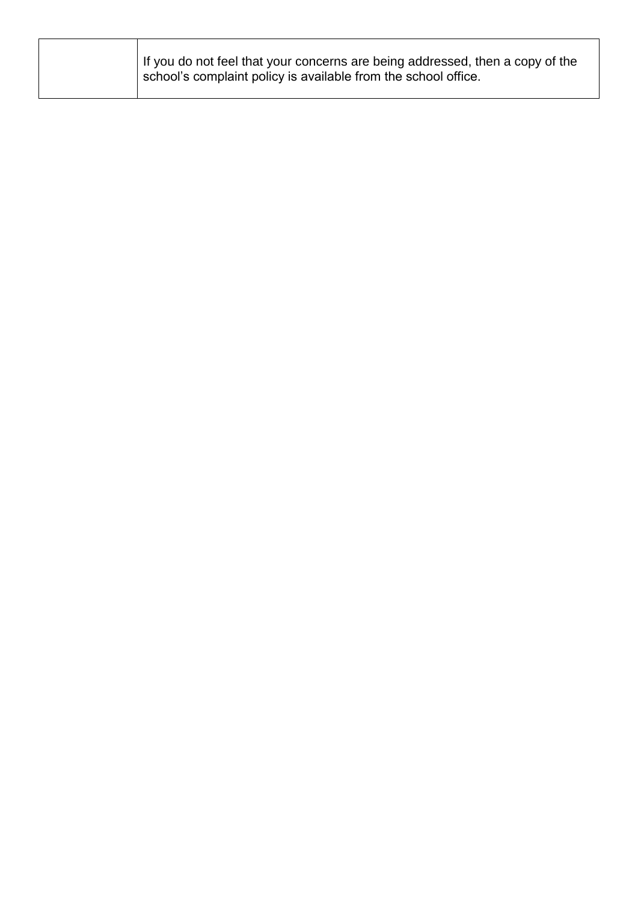| | |
|---|---|
| | If you do not feel that your concerns are being addressed, then a copy of the school's complaint policy is available from the school office. |